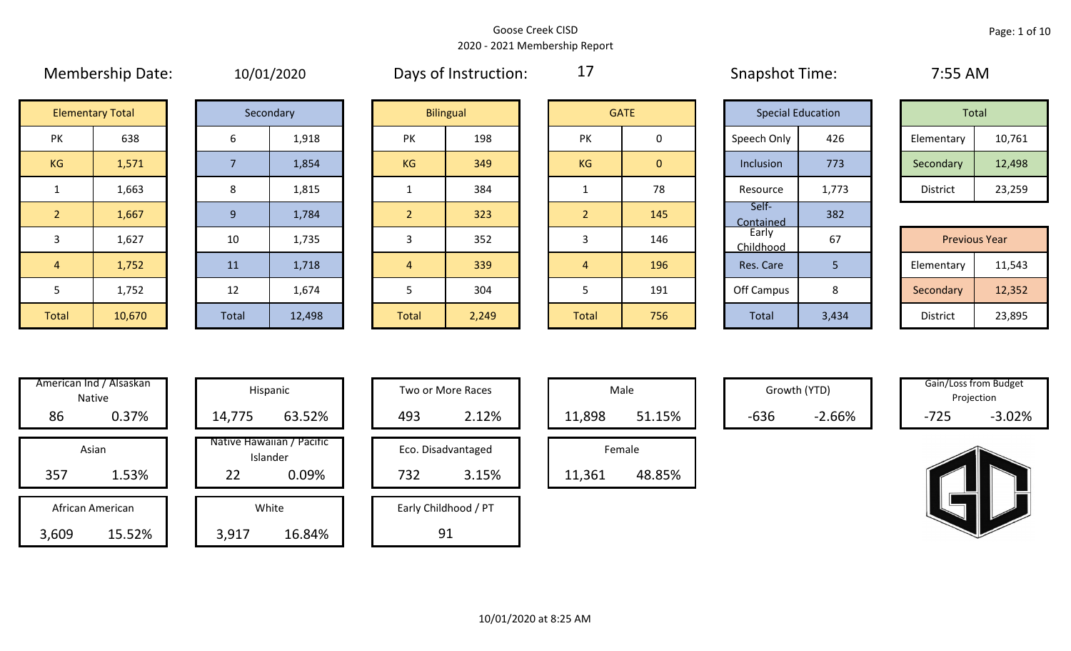# Goose Creek CISD
## 2020 - 2021 Membership Report

**Membership Date:** 10/01/2020 | **Days of Instruction:** 17 | **Snapshot Time:** 7:55 AM

| Elementary Total | |
|---|---|
| PK | 638 |
| KG | 1,571 |
| 1 | 1,663 |
| 2 | 1,667 |
| 3 | 1,627 |
| 4 | 1,752 |
| 5 | 1,752 |
| Total | 10,670 |

| Secondary | |
|---|---|
| 6 | 1,918 |
| 7 | 1,854 |
| 8 | 1,815 |
| 9 | 1,784 |
| 10 | 1,735 |
| 11 | 1,718 |
| 12 | 1,674 |
| Total | 12,498 |

| Bilingual | |
|---|---|
| PK | 198 |
| KG | 349 |
| 1 | 384 |
| 2 | 323 |
| 3 | 352 |
| 4 | 339 |
| 5 | 304 |
| Total | 2,249 |

| GATE | |
|---|---|
| PK | 0 |
| KG | 0 |
| 1 | 78 |
| 2 | 145 |
| 3 | 146 |
| 4 | 196 |
| 5 | 191 |
| Total | 756 |

| Special Education | |
|---|---|
| Speech Only | 426 |
| Inclusion | 773 |
| Resource | 1,773 |
| Self-Contained | 382 |
| Early Childhood | 67 |
| Res. Care | 5 |
| Off Campus | 8 |
| Total | 3,434 |

| Total | |
|---|---|
| Elementary | 10,761 |
| Secondary | 12,498 |
| District | 23,259 |

| Previous Year | |
|---|---|
| Elementary | 11,543 |
| Secondary | 12,352 |
| District | 23,895 |

| Category | Count | Percent |
|---|---|---|
| American Ind / Alsaskan Native | 86 | 0.37% |
| Asian | 357 | 1.53% |
| African American | 3,609 | 15.52% |
| Hispanic | 14,775 | 63.52% |
| Native Hawaiian / Pacific Islander | 22 | 0.09% |
| White | 3,917 | 16.84% |
| Two or More Races | 493 | 2.12% |
| Eco. Disadvantaged | 732 | 3.15% |
| Early Childhood / PT | 91 | |
| Male | 11,898 | 51.15% |
| Female | 11,361 | 48.85% |
| Growth (YTD) | -636 | -2.66% |
| Gain/Loss from Budget Projection | -725 | -3.02% |

10/01/2020 at 8:25 AM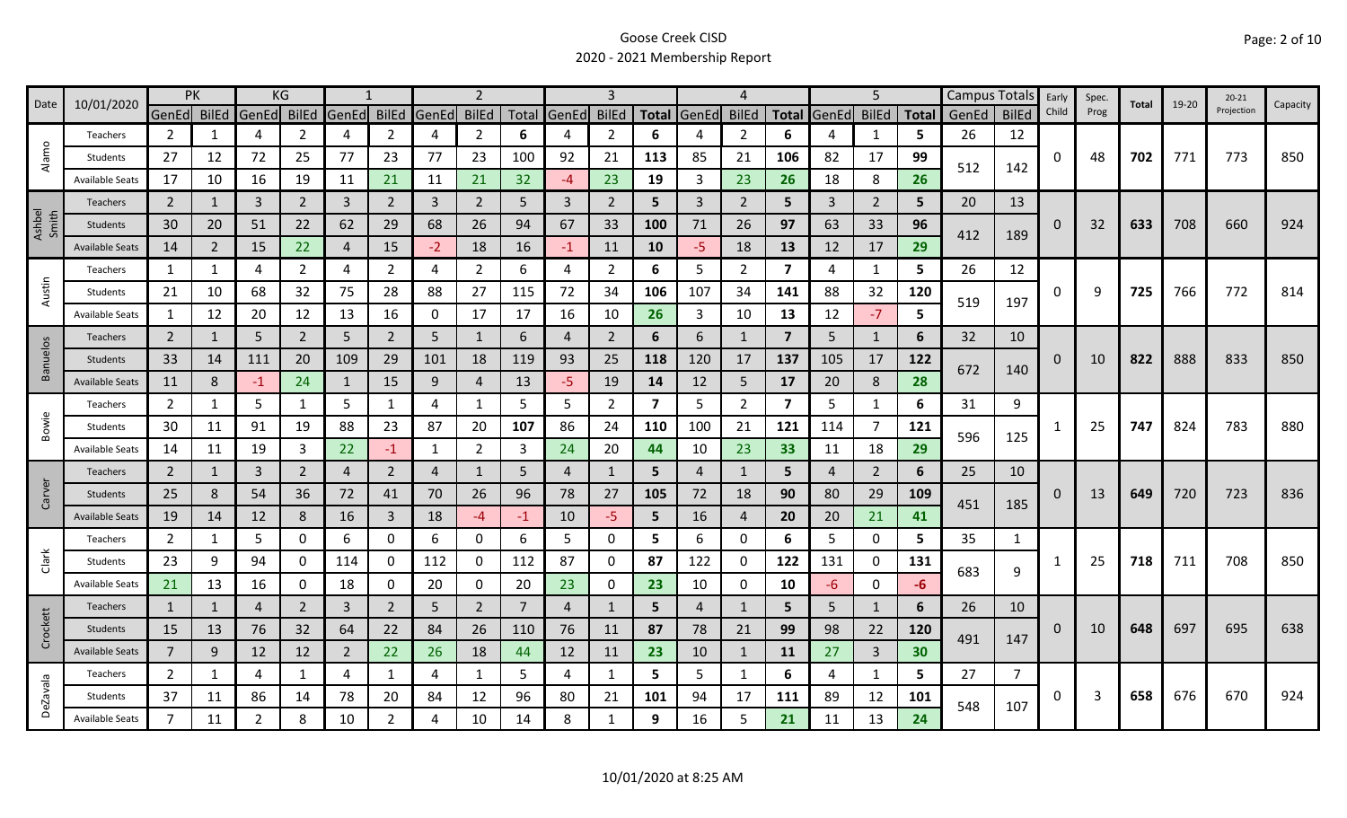# Goose Creek CISD

## 2020 - 2021 Membership Report

| Date | 10/01/2020 | PK | | KG | | 1 | | 2 | | | 3 | | | 4 | | | 5 | | | Campus Totals | | Early Child | Spec. Prog | Total | 19-20 | 20-21 Projection | Capacity |
|---|---|---|---|---|---|---|---|---|---|---|---|---|---|---|---|---|---|---|---|---|---|---|---|---|---|---|---|
| | | GenEd | BilEd | GenEd | BilEd | GenEd | BilEd | GenEd | BilEd | Total | GenEd | BilEd | Total | GenEd | BilEd | Total | GenEd | BilEd | Total | GenEd | BilEd | | | | | | |
| Alamo | Teachers | 2 | 1 | 4 | 2 | 4 | 2 | 4 | 2 | 6 | 4 | 2 | 6 | 4 | 2 | 6 | 4 | 1 | 5 | 26 | 12 | 0 | 48 | 702 | 771 | 773 | 850 |
| | Students | 27 | 12 | 72 | 25 | 77 | 23 | 77 | 23 | 100 | 92 | 21 | 113 | 85 | 21 | 106 | 82 | 17 | 99 | 512 | 142 | | | | | | |
| | Available Seats | 17 | 10 | 16 | 19 | 11 | 21 | 11 | 21 | 32 | -4 | 23 | 19 | 3 | 23 | 26 | 18 | 8 | 26 | | | | | | | | |
| Ashbel Smith | Teachers | 2 | 1 | 3 | 2 | 3 | 2 | 3 | 2 | 5 | 3 | 2 | 5 | 3 | 2 | 5 | 3 | 2 | 5 | 20 | 13 | 0 | 32 | 633 | 708 | 660 | 924 |
| | Students | 30 | 20 | 51 | 22 | 62 | 29 | 68 | 26 | 94 | 67 | 33 | 100 | 71 | 26 | 97 | 63 | 33 | 96 | 412 | 189 | | | | | | |
| | Available Seats | 14 | 2 | 15 | 22 | 4 | 15 | -2 | 18 | 16 | -1 | 11 | 10 | -5 | 18 | 13 | 12 | 17 | 29 | | | | | | | | |
| Austin | Teachers | 1 | 1 | 4 | 2 | 4 | 2 | 4 | 2 | 6 | 4 | 2 | 6 | 5 | 2 | 7 | 4 | 1 | 5 | 26 | 12 | 0 | 9 | 725 | 766 | 772 | 814 |
| | Students | 21 | 10 | 68 | 32 | 75 | 28 | 88 | 27 | 115 | 72 | 34 | 106 | 107 | 34 | 141 | 88 | 32 | 120 | 519 | 197 | | | | | | |
| | Available Seats | 1 | 12 | 20 | 12 | 13 | 16 | 0 | 17 | 17 | 16 | 10 | 26 | 3 | 10 | 13 | 12 | -7 | 5 | | | | | | | | |
| Banuelos | Teachers | 2 | 1 | 5 | 2 | 5 | 2 | 5 | 1 | 6 | 4 | 2 | 6 | 6 | 1 | 7 | 5 | 1 | 6 | 32 | 10 | 0 | 10 | 822 | 888 | 833 | 850 |
| | Students | 33 | 14 | 111 | 20 | 109 | 29 | 101 | 18 | 119 | 93 | 25 | 118 | 120 | 17 | 137 | 105 | 17 | 122 | 672 | 140 | | | | | | |
| | Available Seats | 11 | 8 | -1 | 24 | 1 | 15 | 9 | 4 | 13 | -5 | 19 | 14 | 12 | 5 | 17 | 20 | 8 | 28 | | | | | | | | |
| Bowie | Teachers | 2 | 1 | 5 | 1 | 5 | 1 | 4 | 1 | 5 | 5 | 2 | 7 | 5 | 2 | 7 | 5 | 1 | 6 | 31 | 9 | 1 | 25 | 747 | 824 | 783 | 880 |
| | Students | 30 | 11 | 91 | 19 | 88 | 23 | 87 | 20 | 107 | 86 | 24 | 110 | 100 | 21 | 121 | 114 | 7 | 121 | 596 | 125 | | | | | | |
| | Available Seats | 14 | 11 | 19 | 3 | 22 | -1 | 1 | 2 | 3 | 24 | 20 | 44 | 10 | 23 | 33 | 11 | 18 | 29 | | | | | | | | |
| Carver | Teachers | 2 | 1 | 3 | 2 | 4 | 2 | 4 | 1 | 5 | 4 | 1 | 5 | 4 | 1 | 5 | 4 | 2 | 6 | 25 | 10 | 0 | 13 | 649 | 720 | 723 | 836 |
| | Students | 25 | 8 | 54 | 36 | 72 | 41 | 70 | 26 | 96 | 78 | 27 | 105 | 72 | 18 | 90 | 80 | 29 | 109 | 451 | 185 | | | | | | |
| | Available Seats | 19 | 14 | 12 | 8 | 16 | 3 | 18 | -4 | -1 | 10 | -5 | 5 | 16 | 4 | 20 | 20 | 21 | 41 | | | | | | | | |
| Clark | Teachers | 2 | 1 | 5 | 0 | 6 | 0 | 6 | 0 | 6 | 5 | 0 | 5 | 6 | 0 | 6 | 5 | 0 | 5 | 35 | 1 | 1 | 25 | 718 | 711 | 708 | 850 |
| | Students | 23 | 9 | 94 | 0 | 114 | 0 | 112 | 0 | 112 | 87 | 0 | 87 | 122 | 0 | 122 | 131 | 0 | 131 | 683 | 9 | | | | | | |
| | Available Seats | 21 | 13 | 16 | 0 | 18 | 0 | 20 | 0 | 20 | 23 | 0 | 23 | 10 | 0 | 10 | -6 | 0 | -6 | | | | | | | | |
| Crockett | Teachers | 1 | 1 | 4 | 2 | 3 | 2 | 5 | 2 | 7 | 4 | 1 | 5 | 4 | 1 | 5 | 5 | 1 | 6 | 26 | 10 | 0 | 10 | 648 | 697 | 695 | 638 |
| | Students | 15 | 13 | 76 | 32 | 64 | 22 | 84 | 26 | 110 | 76 | 11 | 87 | 78 | 21 | 99 | 98 | 22 | 120 | 491 | 147 | | | | | | |
| | Available Seats | 7 | 9 | 12 | 12 | 2 | 22 | 26 | 18 | 44 | 12 | 11 | 23 | 10 | 1 | 11 | 27 | 3 | 30 | | | | | | | | |
| DeZavala | Teachers | 2 | 1 | 4 | 1 | 4 | 1 | 4 | 1 | 5 | 4 | 1 | 5 | 5 | 1 | 6 | 4 | 1 | 5 | 27 | 7 | 0 | 3 | 658 | 676 | 670 | 924 |
| | Students | 37 | 11 | 86 | 14 | 78 | 20 | 84 | 12 | 96 | 80 | 21 | 101 | 94 | 17 | 111 | 89 | 12 | 101 | 548 | 107 | | | | | | |
| | Available Seats | 7 | 11 | 2 | 8 | 10 | 2 | 4 | 10 | 14 | 8 | 1 | 9 | 16 | 5 | 21 | 11 | 13 | 24 | | | | | | | | |

10/01/2020 at 8:25 AM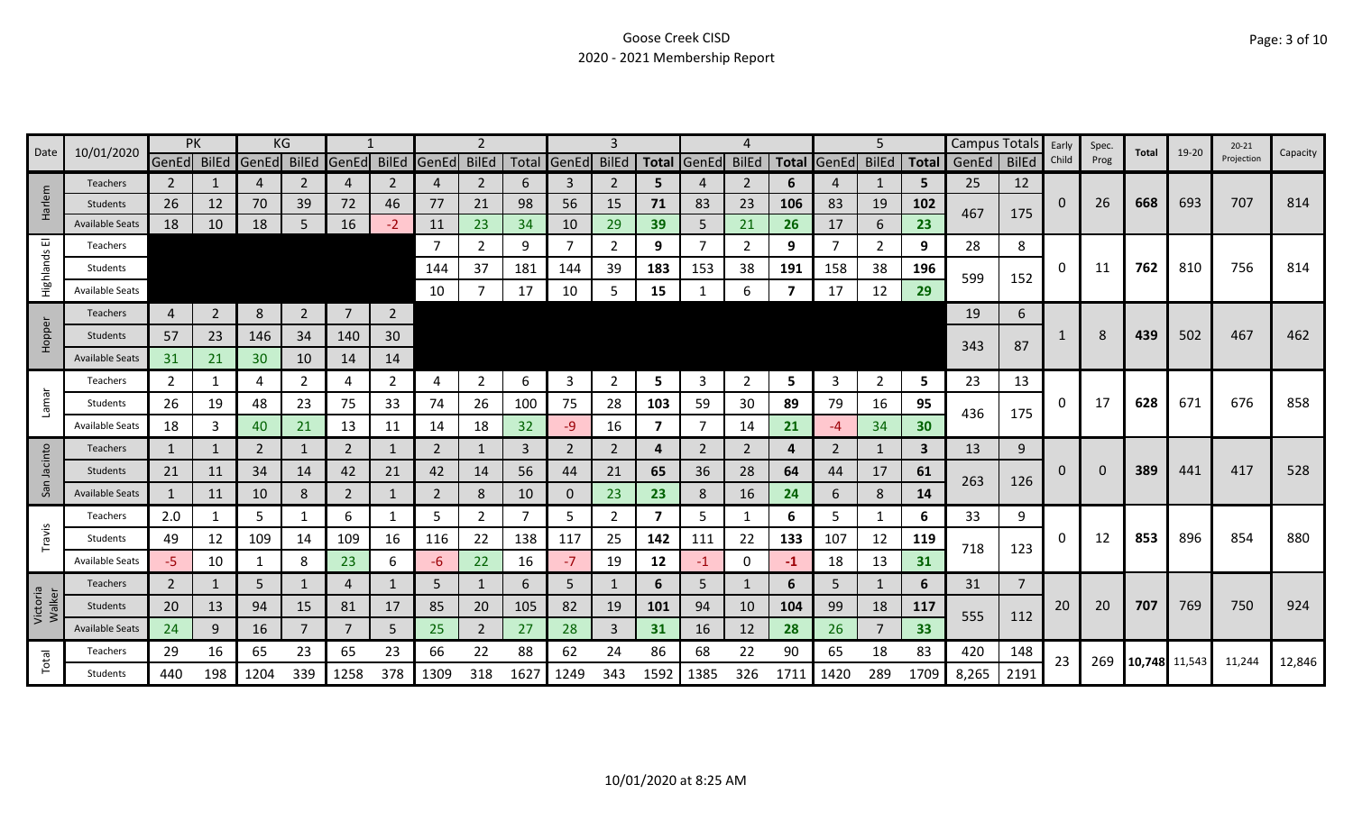# Goose Creek CISD

## 2020 - 2021 Membership Report

| Date | 10/01/2020 | PK | | KG | | 1 | | 2 | | | 3 | | | 4 | | | 5 | | | Campus Totals | | Early Child | Spec. Prog | Total | 19-20 | 20-21 Projection | Capacity |
|---|---|---|---|---|---|---|---|---|---|---|---|---|---|---|---|---|---|---|---|---|---|---|---|---|---|---|---|
| | | GenEd | BilEd | GenEd | BilEd | GenEd | BilEd | GenEd | BilEd | Total | GenEd | BilEd | Total | GenEd | BilEd | Total | GenEd | BilEd | Total | GenEd | BilEd | | | | | | |
| Harlem | Teachers | 2 | 1 | 4 | 2 | 4 | 2 | 4 | 2 | 6 | 3 | 2 | 5 | 4 | 2 | 6 | 4 | 1 | 5 | 25 | 12 | 0 | 26 | 668 | 693 | 707 | 814 |
| | Students | 26 | 12 | 70 | 39 | 72 | 46 | 77 | 21 | 98 | 56 | 15 | 71 | 83 | 23 | 106 | 83 | 19 | 102 | 467 | 175 | | | | | | |
| | Available Seats | 18 | 10 | 18 | 5 | 16 | -2 | 11 | 23 | 34 | 10 | 29 | 39 | 5 | 21 | 26 | 17 | 6 | 23 | | | | | | | | |
| Highlands El | Teachers | | | | | | | 7 | 2 | 9 | 7 | 2 | 9 | 7 | 2 | 9 | 7 | 2 | 9 | 28 | 8 | 0 | 11 | 762 | 810 | 756 | 814 |
| | Students | | | | | | | 144 | 37 | 181 | 144 | 39 | 183 | 153 | 38 | 191 | 158 | 38 | 196 | 599 | 152 | | | | | | |
| | Available Seats | | | | | | | 10 | 7 | 17 | 10 | 5 | 15 | 1 | 6 | 7 | 17 | 12 | 29 | | | | | | | | |
| Hopper | Teachers | 4 | 2 | 8 | 2 | 7 | 2 | | | | | | | | | | | | | 19 | 6 | 1 | 8 | 439 | 502 | 467 | 462 |
| | Students | 57 | 23 | 146 | 34 | 140 | 30 | | | | | | | | | | | | | 343 | 87 | | | | | | |
| | Available Seats | 31 | 21 | 30 | 10 | 14 | 14 | | | | | | | | | | | | | | | | | | | | |
| Lamar | Teachers | 2 | 1 | 4 | 2 | 4 | 2 | 4 | 2 | 6 | 3 | 2 | 5 | 3 | 2 | 5 | 3 | 2 | 5 | 23 | 13 | 0 | 17 | 628 | 671 | 676 | 858 |
| | Students | 26 | 19 | 48 | 23 | 75 | 33 | 74 | 26 | 100 | 75 | 28 | 103 | 59 | 30 | 89 | 79 | 16 | 95 | 436 | 175 | | | | | | |
| | Available Seats | 18 | 3 | 40 | 21 | 13 | 11 | 14 | 18 | 32 | -9 | 16 | 7 | 7 | 14 | 21 | -4 | 34 | 30 | | | | | | | | |
| San Jacinto | Teachers | 1 | 1 | 2 | 1 | 2 | 1 | 2 | 1 | 3 | 2 | 2 | 4 | 2 | 2 | 4 | 2 | 1 | 3 | 13 | 9 | 0 | 0 | 389 | 441 | 417 | 528 |
| | Students | 21 | 11 | 34 | 14 | 42 | 21 | 42 | 14 | 56 | 44 | 21 | 65 | 36 | 28 | 64 | 44 | 17 | 61 | 263 | 126 | | | | | | |
| | Available Seats | 1 | 11 | 10 | 8 | 2 | 1 | 2 | 8 | 10 | 0 | 23 | 23 | 8 | 16 | 24 | 6 | 8 | 14 | | | | | | | | |
| Travis | Teachers | 2.0 | 1 | 5 | 1 | 6 | 1 | 5 | 2 | 7 | 5 | 2 | 7 | 5 | 1 | 6 | 5 | 1 | 6 | 33 | 9 | 0 | 12 | 853 | 896 | 854 | 880 |
| | Students | 49 | 12 | 109 | 14 | 109 | 16 | 116 | 22 | 138 | 117 | 25 | 142 | 111 | 22 | 133 | 107 | 12 | 119 | 718 | 123 | | | | | | |
| | Available Seats | -5 | 10 | 1 | 8 | 23 | 6 | -6 | 22 | 16 | -7 | 19 | 12 | -1 | 0 | -1 | 18 | 13 | 31 | | | | | | | | |
| Victoria Walker | Teachers | 2 | 1 | 5 | 1 | 4 | 1 | 5 | 1 | 6 | 5 | 1 | 6 | 5 | 1 | 6 | 5 | 1 | 6 | 31 | 7 | 20 | 20 | 707 | 769 | 750 | 924 |
| | Students | 20 | 13 | 94 | 15 | 81 | 17 | 85 | 20 | 105 | 82 | 19 | 101 | 94 | 10 | 104 | 99 | 18 | 117 | 555 | 112 | | | | | | |
| | Available Seats | 24 | 9 | 16 | 7 | 7 | 5 | 25 | 2 | 27 | 28 | 3 | 31 | 16 | 12 | 28 | 26 | 7 | 33 | | | | | | | | |
| Total | Teachers | 29 | 16 | 65 | 23 | 65 | 23 | 66 | 22 | 88 | 62 | 24 | 86 | 68 | 22 | 90 | 65 | 18 | 83 | 420 | 148 | 23 | 269 | 10,748 | 11,543 | 11,244 | 12,846 |
| | Students | 440 | 198 | 1204 | 339 | 1258 | 378 | 1309 | 318 | 1627 | 1249 | 343 | 1592 | 1385 | 326 | 1711 | 1420 | 289 | 1709 | 8,265 | 2191 | | | | | | |

10/01/2020 at 8:25 AM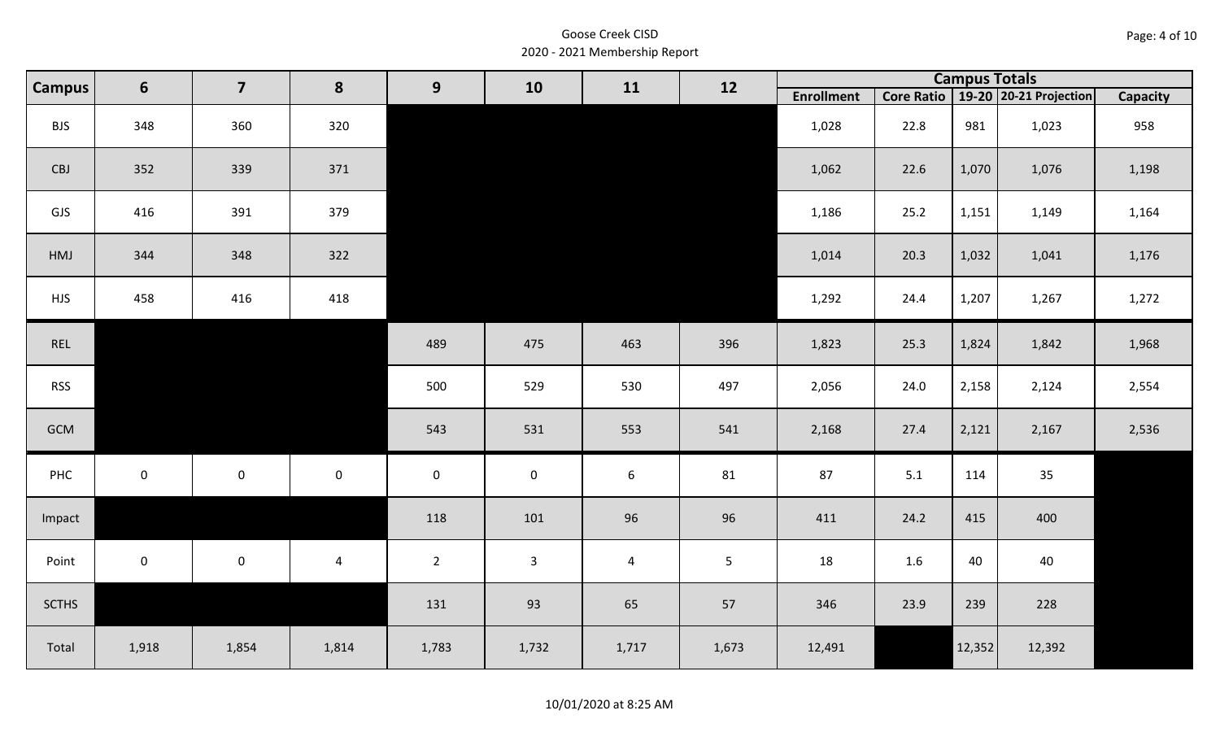# Goose Creek CISD
## 2020 - 2021 Membership Report

| Campus | 6 | 7 | 8 | 9 | 10 | 11 | 12 | Campus Totals | | | | |
|---|---|---|---|---|---|---|---|---|---|---|---|---|
| | | | | | | | | Enrollment | Core Ratio | 19-20 | 20-21 Projection | Capacity |
| BJS | 348 | 360 | 320 | | | | | 1,028 | 22.8 | 981 | 1,023 | 958 |
| CBJ | 352 | 339 | 371 | | | | | 1,062 | 22.6 | 1,070 | 1,076 | 1,198 |
| GJS | 416 | 391 | 379 | | | | | 1,186 | 25.2 | 1,151 | 1,149 | 1,164 |
| HMJ | 344 | 348 | 322 | | | | | 1,014 | 20.3 | 1,032 | 1,041 | 1,176 |
| HJS | 458 | 416 | 418 | | | | | 1,292 | 24.4 | 1,207 | 1,267 | 1,272 |
| REL | | | | 489 | 475 | 463 | 396 | 1,823 | 25.3 | 1,824 | 1,842 | 1,968 |
| RSS | | | | 500 | 529 | 530 | 497 | 2,056 | 24.0 | 2,158 | 2,124 | 2,554 |
| GCM | | | | 543 | 531 | 553 | 541 | 2,168 | 27.4 | 2,121 | 2,167 | 2,536 |
| PHC | 0 | 0 | 0 | 0 | 0 | 6 | 81 | 87 | 5.1 | 114 | 35 | |
| Impact | | | | 118 | 101 | 96 | 96 | 411 | 24.2 | 415 | 400 | |
| Point | 0 | 0 | 4 | 2 | 3 | 4 | 5 | 18 | 1.6 | 40 | 40 | |
| SCTHS | | | | 131 | 93 | 65 | 57 | 346 | 23.9 | 239 | 228 | |
| Total | 1,918 | 1,854 | 1,814 | 1,783 | 1,732 | 1,717 | 1,673 | 12,491 | | 12,352 | 12,392 | |

10/01/2020 at 8:25 AM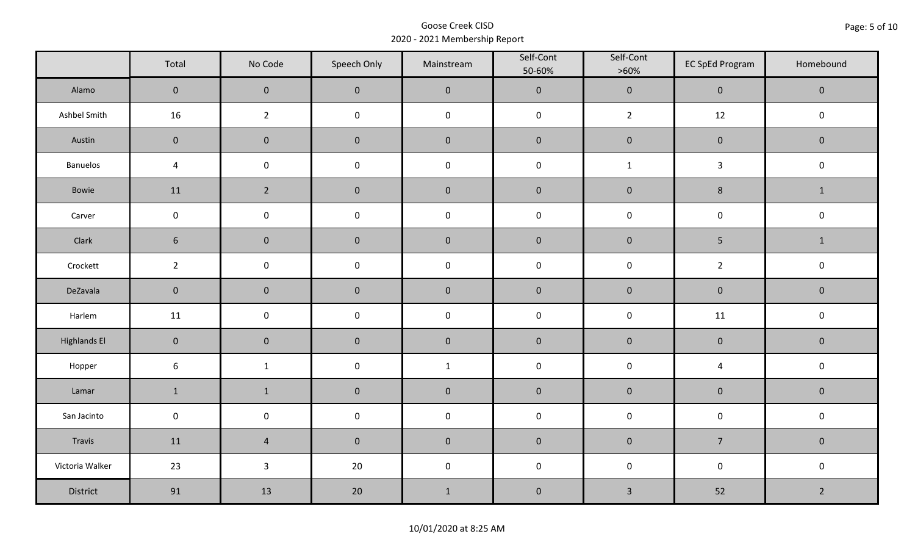Goose Creek CISD
2020 - 2021 Membership Report

| | Total | No Code | Speech Only | Mainstream | Self-Cont 50-60% | Self-Cont >60% | EC SpEd Program | Homebound |
|---|---|---|---|---|---|---|---|---|
| Alamo | 0 | 0 | 0 | 0 | 0 | 0 | 0 | 0 |
| Ashbel Smith | 16 | 2 | 0 | 0 | 0 | 2 | 12 | 0 |
| Austin | 0 | 0 | 0 | 0 | 0 | 0 | 0 | 0 |
| Banuelos | 4 | 0 | 0 | 0 | 0 | 1 | 3 | 0 |
| Bowie | 11 | 2 | 0 | 0 | 0 | 0 | 8 | 1 |
| Carver | 0 | 0 | 0 | 0 | 0 | 0 | 0 | 0 |
| Clark | 6 | 0 | 0 | 0 | 0 | 0 | 5 | 1 |
| Crockett | 2 | 0 | 0 | 0 | 0 | 0 | 2 | 0 |
| DeZavala | 0 | 0 | 0 | 0 | 0 | 0 | 0 | 0 |
| Harlem | 11 | 0 | 0 | 0 | 0 | 0 | 11 | 0 |
| Highlands El | 0 | 0 | 0 | 0 | 0 | 0 | 0 | 0 |
| Hopper | 6 | 1 | 0 | 1 | 0 | 0 | 4 | 0 |
| Lamar | 1 | 1 | 0 | 0 | 0 | 0 | 0 | 0 |
| San Jacinto | 0 | 0 | 0 | 0 | 0 | 0 | 0 | 0 |
| Travis | 11 | 4 | 0 | 0 | 0 | 0 | 7 | 0 |
| Victoria Walker | 23 | 3 | 20 | 0 | 0 | 0 | 0 | 0 |
| District | 91 | 13 | 20 | 1 | 0 | 3 | 52 | 2 |

10/01/2020 at 8:25 AM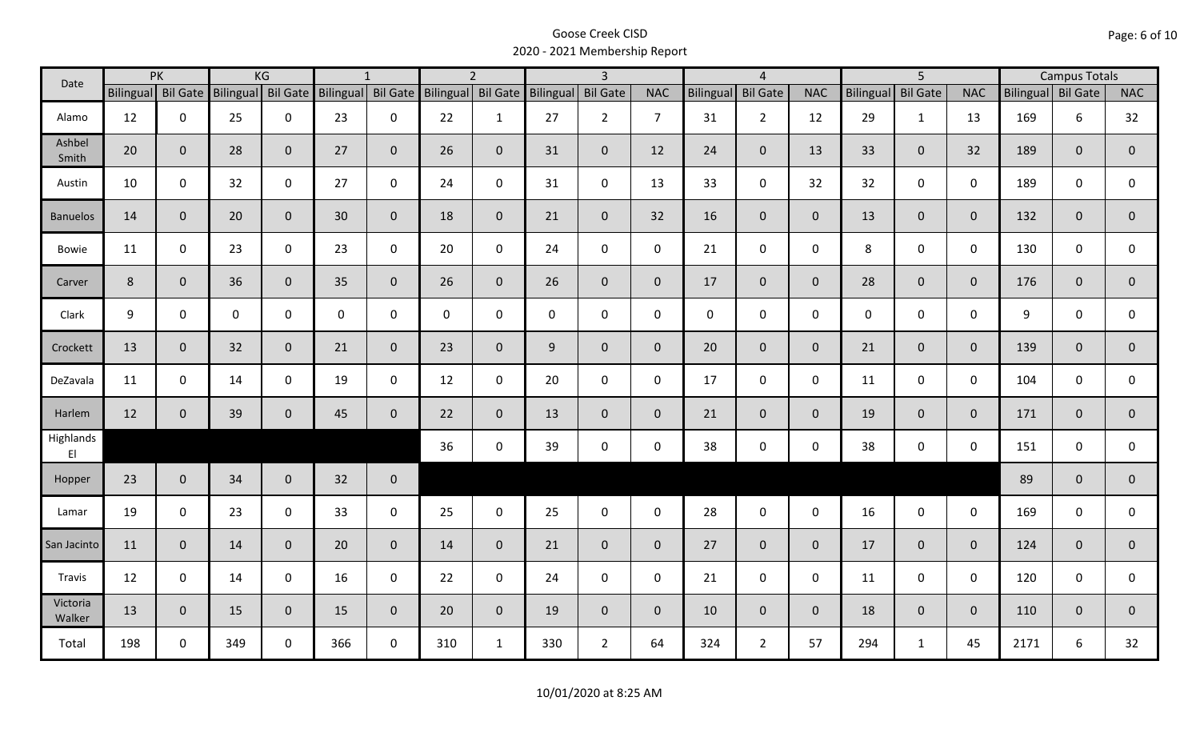# Goose Creek CISD
## 2020 - 2021 Membership Report

| Date | PK | | KG | | 1 | | 2 | | 3 | | | 4 | | | 5 | | | Campus Totals | | |
|---|---|---|---|---|---|---|---|---|---|---|---|---|---|---|---|---|---|---|---|---|
| | Bilingual | Bil Gate | Bilingual | Bil Gate | Bilingual | Bil Gate | Bilingual | Bil Gate | Bilingual | Bil Gate | NAC | Bilingual | Bil Gate | NAC | Bilingual | Bil Gate | NAC | Bilingual | Bil Gate | NAC |
| Alamo | 12 | 0 | 25 | 0 | 23 | 0 | 22 | 1 | 27 | 2 | 7 | 31 | 2 | 12 | 29 | 1 | 13 | 169 | 6 | 32 |
| Ashbel Smith | 20 | 0 | 28 | 0 | 27 | 0 | 26 | 0 | 31 | 0 | 12 | 24 | 0 | 13 | 33 | 0 | 32 | 189 | 0 | 0 |
| Austin | 10 | 0 | 32 | 0 | 27 | 0 | 24 | 0 | 31 | 0 | 13 | 33 | 0 | 32 | 32 | 0 | 0 | 189 | 0 | 0 |
| Banuelos | 14 | 0 | 20 | 0 | 30 | 0 | 18 | 0 | 21 | 0 | 32 | 16 | 0 | 0 | 13 | 0 | 0 | 132 | 0 | 0 |
| Bowie | 11 | 0 | 23 | 0 | 23 | 0 | 20 | 0 | 24 | 0 | 0 | 21 | 0 | 0 | 8 | 0 | 0 | 130 | 0 | 0 |
| Carver | 8 | 0 | 36 | 0 | 35 | 0 | 26 | 0 | 26 | 0 | 0 | 17 | 0 | 0 | 28 | 0 | 0 | 176 | 0 | 0 |
| Clark | 9 | 0 | 0 | 0 | 0 | 0 | 0 | 0 | 0 | 0 | 0 | 0 | 0 | 0 | 0 | 0 | 0 | 9 | 0 | 0 |
| Crockett | 13 | 0 | 32 | 0 | 21 | 0 | 23 | 0 | 9 | 0 | 0 | 20 | 0 | 0 | 21 | 0 | 0 | 139 | 0 | 0 |
| DeZavala | 11 | 0 | 14 | 0 | 19 | 0 | 12 | 0 | 20 | 0 | 0 | 17 | 0 | 0 | 11 | 0 | 0 | 104 | 0 | 0 |
| Harlem | 12 | 0 | 39 | 0 | 45 | 0 | 22 | 0 | 13 | 0 | 0 | 21 | 0 | 0 | 19 | 0 | 0 | 171 | 0 | 0 |
| Highlands El | | | | | | | 36 | 0 | 39 | 0 | 0 | 38 | 0 | 0 | 38 | 0 | 0 | 151 | 0 | 0 |
| Hopper | 23 | 0 | 34 | 0 | 32 | 0 | | | | | | | | | | | | 89 | 0 | 0 |
| Lamar | 19 | 0 | 23 | 0 | 33 | 0 | 25 | 0 | 25 | 0 | 0 | 28 | 0 | 0 | 16 | 0 | 0 | 169 | 0 | 0 |
| San Jacinto | 11 | 0 | 14 | 0 | 20 | 0 | 14 | 0 | 21 | 0 | 0 | 27 | 0 | 0 | 17 | 0 | 0 | 124 | 0 | 0 |
| Travis | 12 | 0 | 14 | 0 | 16 | 0 | 22 | 0 | 24 | 0 | 0 | 21 | 0 | 0 | 11 | 0 | 0 | 120 | 0 | 0 |
| Victoria Walker | 13 | 0 | 15 | 0 | 15 | 0 | 20 | 0 | 19 | 0 | 0 | 10 | 0 | 0 | 18 | 0 | 0 | 110 | 0 | 0 |
| Total | 198 | 0 | 349 | 0 | 366 | 0 | 310 | 1 | 330 | 2 | 64 | 324 | 2 | 57 | 294 | 1 | 45 | 2171 | 6 | 32 |

10/01/2020 at 8:25 AM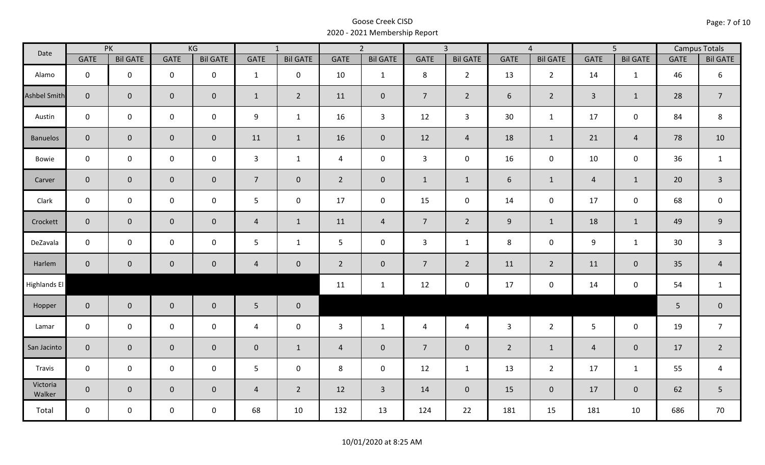Goose Creek CISD
2020 - 2021 Membership Report

| Date | PK | | KG | | 1 | | 2 | | 3 | | 4 | | 5 | | Campus Totals | |
|---|---|---|---|---|---|---|---|---|---|---|---|---|---|---|---|---|
| | GATE | Bil GATE | GATE | Bil GATE | GATE | Bil GATE | GATE | Bil GATE | GATE | Bil GATE | GATE | Bil GATE | GATE | Bil GATE | GATE | Bil GATE |
| Alamo | 0 | 0 | 0 | 0 | 1 | 0 | 10 | 1 | 8 | 2 | 13 | 2 | 14 | 1 | 46 | 6 |
| Ashbel Smith | 0 | 0 | 0 | 0 | 1 | 2 | 11 | 0 | 7 | 2 | 6 | 2 | 3 | 1 | 28 | 7 |
| Austin | 0 | 0 | 0 | 0 | 9 | 1 | 16 | 3 | 12 | 3 | 30 | 1 | 17 | 0 | 84 | 8 |
| Banuelos | 0 | 0 | 0 | 0 | 11 | 1 | 16 | 0 | 12 | 4 | 18 | 1 | 21 | 4 | 78 | 10 |
| Bowie | 0 | 0 | 0 | 0 | 3 | 1 | 4 | 0 | 3 | 0 | 16 | 0 | 10 | 0 | 36 | 1 |
| Carver | 0 | 0 | 0 | 0 | 7 | 0 | 2 | 0 | 1 | 1 | 6 | 1 | 4 | 1 | 20 | 3 |
| Clark | 0 | 0 | 0 | 0 | 5 | 0 | 17 | 0 | 15 | 0 | 14 | 0 | 17 | 0 | 68 | 0 |
| Crockett | 0 | 0 | 0 | 0 | 4 | 1 | 11 | 4 | 7 | 2 | 9 | 1 | 18 | 1 | 49 | 9 |
| DeZavala | 0 | 0 | 0 | 0 | 5 | 1 | 5 | 0 | 3 | 1 | 8 | 0 | 9 | 1 | 30 | 3 |
| Harlem | 0 | 0 | 0 | 0 | 4 | 0 | 2 | 0 | 7 | 2 | 11 | 2 | 11 | 0 | 35 | 4 |
| Highlands El | | | | | | | 11 | 1 | 12 | 0 | 17 | 0 | 14 | 0 | 54 | 1 |
| Hopper | 0 | 0 | 0 | 0 | 5 | 0 | | | | | | | | | 5 | 0 |
| Lamar | 0 | 0 | 0 | 0 | 4 | 0 | 3 | 1 | 4 | 4 | 3 | 2 | 5 | 0 | 19 | 7 |
| San Jacinto | 0 | 0 | 0 | 0 | 0 | 1 | 4 | 0 | 7 | 0 | 2 | 1 | 4 | 0 | 17 | 2 |
| Travis | 0 | 0 | 0 | 0 | 5 | 0 | 8 | 0 | 12 | 1 | 13 | 2 | 17 | 1 | 55 | 4 |
| Victoria Walker | 0 | 0 | 0 | 0 | 4 | 2 | 12 | 3 | 14 | 0 | 15 | 0 | 17 | 0 | 62 | 5 |
| Total | 0 | 0 | 0 | 0 | 68 | 10 | 132 | 13 | 124 | 22 | 181 | 15 | 181 | 10 | 686 | 70 |

10/01/2020 at 8:25 AM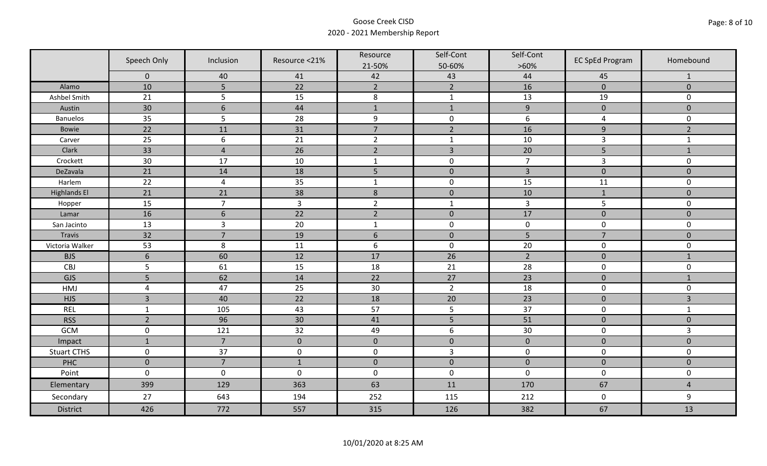# Goose Creek CISD
## 2020 - 2021 Membership Report

| | Speech Only | Inclusion | Resource <21% | Resource 21-50% | Self-Cont 50-60% | Self-Cont >60% | EC SpEd Program | Homebound |
|---|---|---|---|---|---|---|---|---|
| | 0 | 40 | 41 | 42 | 43 | 44 | 45 | 1 |
| Alamo | 10 | 5 | 22 | 2 | 2 | 16 | 0 | 0 |
| Ashbel Smith | 21 | 5 | 15 | 8 | 1 | 13 | 19 | 0 |
| Austin | 30 | 6 | 44 | 1 | 1 | 9 | 0 | 0 |
| Banuelos | 35 | 5 | 28 | 9 | 0 | 6 | 4 | 0 |
| Bowie | 22 | 11 | 31 | 7 | 2 | 16 | 9 | 2 |
| Carver | 25 | 6 | 21 | 2 | 1 | 10 | 3 | 1 |
| Clark | 33 | 4 | 26 | 2 | 3 | 20 | 5 | 1 |
| Crockett | 30 | 17 | 10 | 1 | 0 | 7 | 3 | 0 |
| DeZavala | 21 | 14 | 18 | 5 | 0 | 3 | 0 | 0 |
| Harlem | 22 | 4 | 35 | 1 | 0 | 15 | 11 | 0 |
| Highlands El | 21 | 21 | 38 | 8 | 0 | 10 | 1 | 0 |
| Hopper | 15 | 7 | 3 | 2 | 1 | 3 | 5 | 0 |
| Lamar | 16 | 6 | 22 | 2 | 0 | 17 | 0 | 0 |
| San Jacinto | 13 | 3 | 20 | 1 | 0 | 0 | 0 | 0 |
| Travis | 32 | 7 | 19 | 6 | 0 | 5 | 7 | 0 |
| Victoria Walker | 53 | 8 | 11 | 6 | 0 | 20 | 0 | 0 |
| BJS | 6 | 60 | 12 | 17 | 26 | 2 | 0 | 1 |
| CBJ | 5 | 61 | 15 | 18 | 21 | 28 | 0 | 0 |
| GJS | 5 | 62 | 14 | 22 | 27 | 23 | 0 | 1 |
| HMJ | 4 | 47 | 25 | 30 | 2 | 18 | 0 | 0 |
| HJS | 3 | 40 | 22 | 18 | 20 | 23 | 0 | 3 |
| REL | 1 | 105 | 43 | 57 | 5 | 37 | 0 | 1 |
| RSS | 2 | 96 | 30 | 41 | 5 | 51 | 0 | 0 |
| GCM | 0 | 121 | 32 | 49 | 6 | 30 | 0 | 3 |
| Impact | 1 | 7 | 0 | 0 | 0 | 0 | 0 | 0 |
| Stuart CTHS | 0 | 37 | 0 | 0 | 3 | 0 | 0 | 0 |
| PHC | 0 | 7 | 1 | 0 | 0 | 0 | 0 | 0 |
| Point | 0 | 0 | 0 | 0 | 0 | 0 | 0 | 0 |
| Elementary | 399 | 129 | 363 | 63 | 11 | 170 | 67 | 4 |
| Secondary | 27 | 643 | 194 | 252 | 115 | 212 | 0 | 9 |
| District | 426 | 772 | 557 | 315 | 126 | 382 | 67 | 13 |

10/01/2020 at 8:25 AM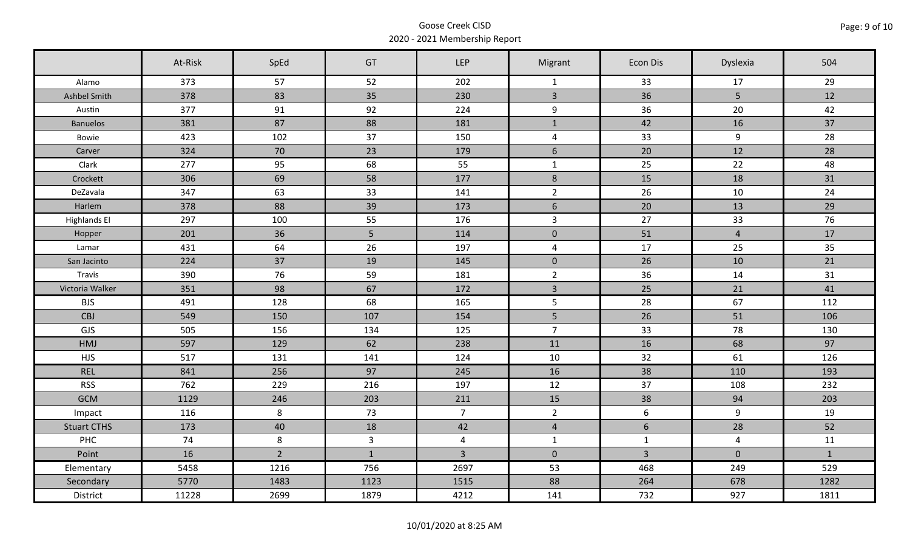Goose Creek CISD
2020 - 2021 Membership Report

| | At-Risk | SpEd | GT | LEP | Migrant | Econ Dis | Dyslexia | 504 |
|---|---|---|---|---|---|---|---|---|
| Alamo | 373 | 57 | 52 | 202 | 1 | 33 | 17 | 29 |
| Ashbel Smith | 378 | 83 | 35 | 230 | 3 | 36 | 5 | 12 |
| Austin | 377 | 91 | 92 | 224 | 9 | 36 | 20 | 42 |
| Banuelos | 381 | 87 | 88 | 181 | 1 | 42 | 16 | 37 |
| Bowie | 423 | 102 | 37 | 150 | 4 | 33 | 9 | 28 |
| Carver | 324 | 70 | 23 | 179 | 6 | 20 | 12 | 28 |
| Clark | 277 | 95 | 68 | 55 | 1 | 25 | 22 | 48 |
| Crockett | 306 | 69 | 58 | 177 | 8 | 15 | 18 | 31 |
| DeZavala | 347 | 63 | 33 | 141 | 2 | 26 | 10 | 24 |
| Harlem | 378 | 88 | 39 | 173 | 6 | 20 | 13 | 29 |
| Highlands El | 297 | 100 | 55 | 176 | 3 | 27 | 33 | 76 |
| Hopper | 201 | 36 | 5 | 114 | 0 | 51 | 4 | 17 |
| Lamar | 431 | 64 | 26 | 197 | 4 | 17 | 25 | 35 |
| San Jacinto | 224 | 37 | 19 | 145 | 0 | 26 | 10 | 21 |
| Travis | 390 | 76 | 59 | 181 | 2 | 36 | 14 | 31 |
| Victoria Walker | 351 | 98 | 67 | 172 | 3 | 25 | 21 | 41 |
| BJS | 491 | 128 | 68 | 165 | 5 | 28 | 67 | 112 |
| CBJ | 549 | 150 | 107 | 154 | 5 | 26 | 51 | 106 |
| GJS | 505 | 156 | 134 | 125 | 7 | 33 | 78 | 130 |
| HMJ | 597 | 129 | 62 | 238 | 11 | 16 | 68 | 97 |
| HJS | 517 | 131 | 141 | 124 | 10 | 32 | 61 | 126 |
| REL | 841 | 256 | 97 | 245 | 16 | 38 | 110 | 193 |
| RSS | 762 | 229 | 216 | 197 | 12 | 37 | 108 | 232 |
| GCM | 1129 | 246 | 203 | 211 | 15 | 38 | 94 | 203 |
| Impact | 116 | 8 | 73 | 7 | 2 | 6 | 9 | 19 |
| Stuart CTHS | 173 | 40 | 18 | 42 | 4 | 6 | 28 | 52 |
| PHC | 74 | 8 | 3 | 4 | 1 | 1 | 4 | 11 |
| Point | 16 | 2 | 1 | 3 | 0 | 3 | 0 | 1 |
| Elementary | 5458 | 1216 | 756 | 2697 | 53 | 468 | 249 | 529 |
| Secondary | 5770 | 1483 | 1123 | 1515 | 88 | 264 | 678 | 1282 |
| District | 11228 | 2699 | 1879 | 4212 | 141 | 732 | 927 | 1811 |

10/01/2020 at 8:25 AM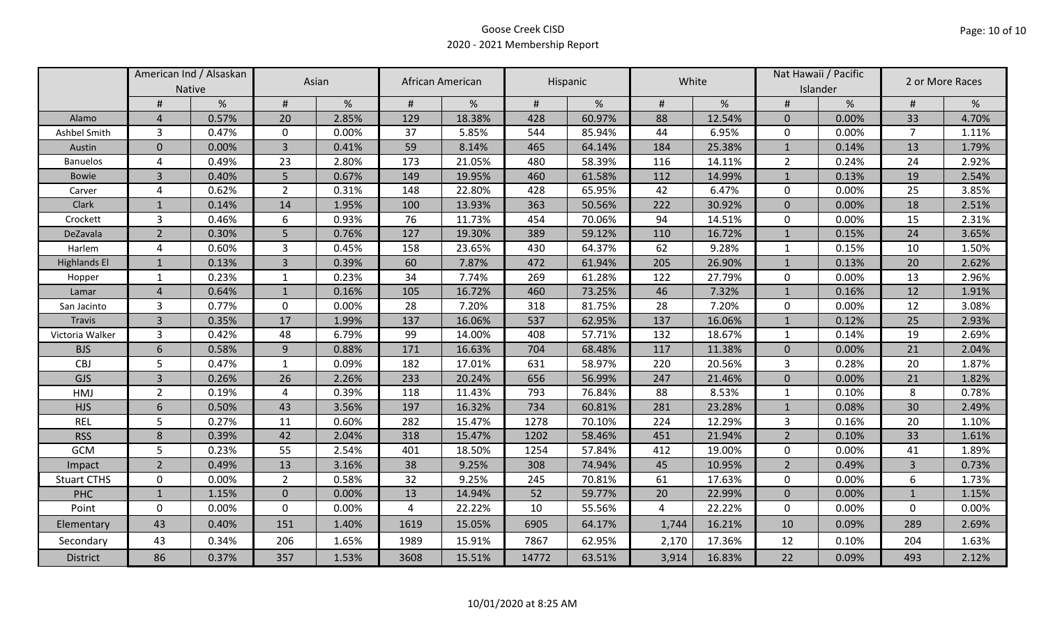Goose Creek CISD

2020 - 2021 Membership Report

| | American Ind / Alsaskan Native | | Asian | | African American | | Hispanic | | White | | Nat Hawaii / Pacific Islander | | 2 or More Races | |
|---|---|---|---|---|---|---|---|---|---|---|---|---|---|---|
| | # | % | # | % | # | % | # | % | # | % | # | % | # | % |
| Alamo | 4 | 0.57% | 20 | 2.85% | 129 | 18.38% | 428 | 60.97% | 88 | 12.54% | 0 | 0.00% | 33 | 4.70% |
| Ashbel Smith | 3 | 0.47% | 0 | 0.00% | 37 | 5.85% | 544 | 85.94% | 44 | 6.95% | 0 | 0.00% | 7 | 1.11% |
| Austin | 0 | 0.00% | 3 | 0.41% | 59 | 8.14% | 465 | 64.14% | 184 | 25.38% | 1 | 0.14% | 13 | 1.79% |
| Banuelos | 4 | 0.49% | 23 | 2.80% | 173 | 21.05% | 480 | 58.39% | 116 | 14.11% | 2 | 0.24% | 24 | 2.92% |
| Bowie | 3 | 0.40% | 5 | 0.67% | 149 | 19.95% | 460 | 61.58% | 112 | 14.99% | 1 | 0.13% | 19 | 2.54% |
| Carver | 4 | 0.62% | 2 | 0.31% | 148 | 22.80% | 428 | 65.95% | 42 | 6.47% | 0 | 0.00% | 25 | 3.85% |
| Clark | 1 | 0.14% | 14 | 1.95% | 100 | 13.93% | 363 | 50.56% | 222 | 30.92% | 0 | 0.00% | 18 | 2.51% |
| Crockett | 3 | 0.46% | 6 | 0.93% | 76 | 11.73% | 454 | 70.06% | 94 | 14.51% | 0 | 0.00% | 15 | 2.31% |
| DeZavala | 2 | 0.30% | 5 | 0.76% | 127 | 19.30% | 389 | 59.12% | 110 | 16.72% | 1 | 0.15% | 24 | 3.65% |
| Harlem | 4 | 0.60% | 3 | 0.45% | 158 | 23.65% | 430 | 64.37% | 62 | 9.28% | 1 | 0.15% | 10 | 1.50% |
| Highlands El | 1 | 0.13% | 3 | 0.39% | 60 | 7.87% | 472 | 61.94% | 205 | 26.90% | 1 | 0.13% | 20 | 2.62% |
| Hopper | 1 | 0.23% | 1 | 0.23% | 34 | 7.74% | 269 | 61.28% | 122 | 27.79% | 0 | 0.00% | 13 | 2.96% |
| Lamar | 4 | 0.64% | 1 | 0.16% | 105 | 16.72% | 460 | 73.25% | 46 | 7.32% | 1 | 0.16% | 12 | 1.91% |
| San Jacinto | 3 | 0.77% | 0 | 0.00% | 28 | 7.20% | 318 | 81.75% | 28 | 7.20% | 0 | 0.00% | 12 | 3.08% |
| Travis | 3 | 0.35% | 17 | 1.99% | 137 | 16.06% | 537 | 62.95% | 137 | 16.06% | 1 | 0.12% | 25 | 2.93% |
| Victoria Walker | 3 | 0.42% | 48 | 6.79% | 99 | 14.00% | 408 | 57.71% | 132 | 18.67% | 1 | 0.14% | 19 | 2.69% |
| BJS | 6 | 0.58% | 9 | 0.88% | 171 | 16.63% | 704 | 68.48% | 117 | 11.38% | 0 | 0.00% | 21 | 2.04% |
| CBJ | 5 | 0.47% | 1 | 0.09% | 182 | 17.01% | 631 | 58.97% | 220 | 20.56% | 3 | 0.28% | 20 | 1.87% |
| GJS | 3 | 0.26% | 26 | 2.26% | 233 | 20.24% | 656 | 56.99% | 247 | 21.46% | 0 | 0.00% | 21 | 1.82% |
| HMJ | 2 | 0.19% | 4 | 0.39% | 118 | 11.43% | 793 | 76.84% | 88 | 8.53% | 1 | 0.10% | 8 | 0.78% |
| HJS | 6 | 0.50% | 43 | 3.56% | 197 | 16.32% | 734 | 60.81% | 281 | 23.28% | 1 | 0.08% | 30 | 2.49% |
| REL | 5 | 0.27% | 11 | 0.60% | 282 | 15.47% | 1278 | 70.10% | 224 | 12.29% | 3 | 0.16% | 20 | 1.10% |
| RSS | 8 | 0.39% | 42 | 2.04% | 318 | 15.47% | 1202 | 58.46% | 451 | 21.94% | 2 | 0.10% | 33 | 1.61% |
| GCM | 5 | 0.23% | 55 | 2.54% | 401 | 18.50% | 1254 | 57.84% | 412 | 19.00% | 0 | 0.00% | 41 | 1.89% |
| Impact | 2 | 0.49% | 13 | 3.16% | 38 | 9.25% | 308 | 74.94% | 45 | 10.95% | 2 | 0.49% | 3 | 0.73% |
| Stuart CTHS | 0 | 0.00% | 2 | 0.58% | 32 | 9.25% | 245 | 70.81% | 61 | 17.63% | 0 | 0.00% | 6 | 1.73% |
| PHC | 1 | 1.15% | 0 | 0.00% | 13 | 14.94% | 52 | 59.77% | 20 | 22.99% | 0 | 0.00% | 1 | 1.15% |
| Point | 0 | 0.00% | 0 | 0.00% | 4 | 22.22% | 10 | 55.56% | 4 | 22.22% | 0 | 0.00% | 0 | 0.00% |
| Elementary | 43 | 0.40% | 151 | 1.40% | 1619 | 15.05% | 6905 | 64.17% | 1,744 | 16.21% | 10 | 0.09% | 289 | 2.69% |
| Secondary | 43 | 0.34% | 206 | 1.65% | 1989 | 15.91% | 7867 | 62.95% | 2,170 | 17.36% | 12 | 0.10% | 204 | 1.63% |
| District | 86 | 0.37% | 357 | 1.53% | 3608 | 15.51% | 14772 | 63.51% | 3,914 | 16.83% | 22 | 0.09% | 493 | 2.12% |

10/01/2020 at 8:25 AM